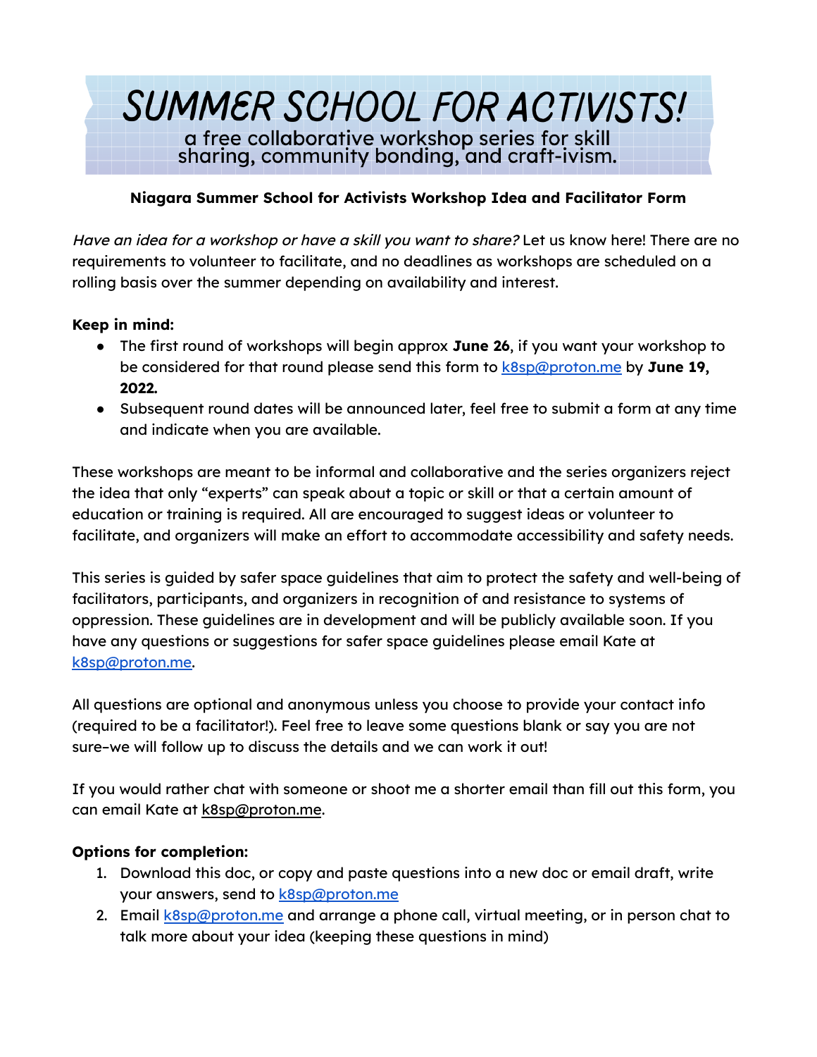# SUMMER SCHOOL FOR ACTIVISTS!

a free collaborative workshop series for skill sharing, community bonding, and craft-ivism.

**Niagara Summer School for Activists Workshop Idea and Facilitator Form**

*Have an idea for a workshop or have a skill you want to share?* Let us know here! There are no requirements to volunteer to facilitate, and no deadlines as workshops are scheduled on a rolling basis over the summer depending on availability and interest.

**Keep in mind:**

- The first round of workshops will begin approx **June 26**, if you want your workshop to be considered for that round please send this form to k8sp@proton.me by **June 19, 2022.**
- Subsequent round dates will be announced later, feel free to submit a form at any time and indicate when you are available.

These workshops are meant to be informal and collaborative and the series organizers reject the idea that only "experts" can speak about a topic or skill or that a certain amount of education or training is required. All are encouraged to suggest ideas or volunteer to facilitate, and organizers will make an effort to accommodate accessibility and safety needs.

This series is guided by safer space guidelines that aim to protect the safety and well-being of facilitators, participants, and organizers in recognition of and resistance to systems of oppression. These guidelines are in development and will be publicly available soon. If you have any questions or suggestions for safer space guidelines please email Kate at k8sp@proton.me.

All questions are optional and anonymous unless you choose to provide your contact info (required to be a facilitator!). Feel free to leave some questions blank or say you are not sure–we will follow up to discuss the details and we can work it out!

If you would rather chat with someone or shoot me a shorter email than fill out this form, you can email Kate at k8sp@proton.me.

**Options for completion:**

1. Download this doc, or copy and paste questions into a new doc or email draft, write your answers, send to k8sp@proton.me
2. Email k8sp@proton.me and arrange a phone call, virtual meeting, or in person chat to talk more about your idea (keeping these questions in mind)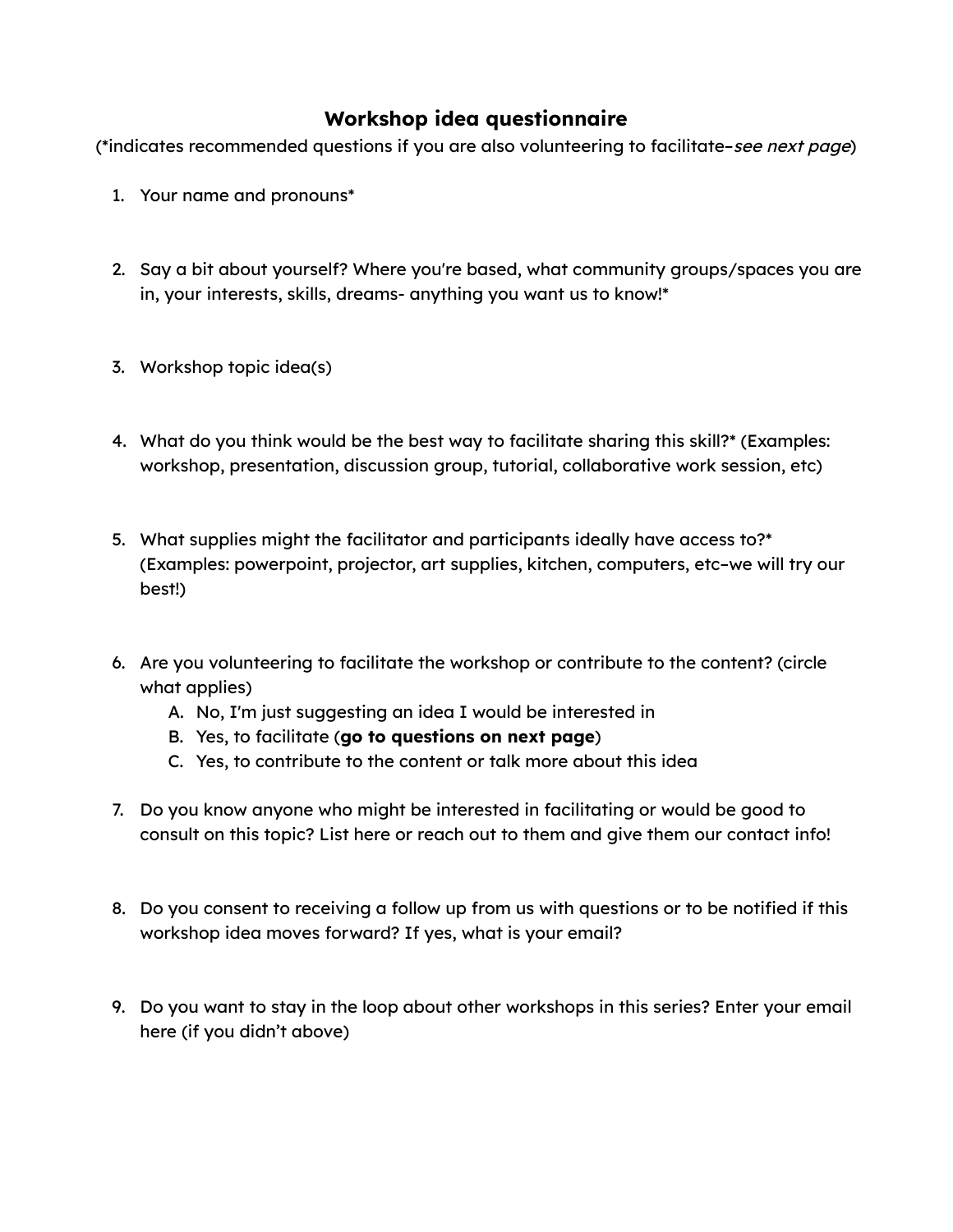# Workshop idea questionnaire

(*indicates recommended questions if you are also volunteering to facilitate–*see next page*)

1. Your name and pronouns*

2. Say a bit about yourself? Where you're based, what community groups/spaces you are in, your interests, skills, dreams- anything you want us to know!*

3. Workshop topic idea(s)

4. What do you think would be the best way to facilitate sharing this skill?* (Examples: workshop, presentation, discussion group, tutorial, collaborative work session, etc)

5. What supplies might the facilitator and participants ideally have access to?* (Examples: powerpoint, projector, art supplies, kitchen, computers, etc–we will try our best!)

6. Are you volunteering to facilitate the workshop or contribute to the content? (circle what applies)
   A. No, I'm just suggesting an idea I would be interested in
   B. Yes, to facilitate (**go to questions on next page**)
   C. Yes, to contribute to the content or talk more about this idea

7. Do you know anyone who might be interested in facilitating or would be good to consult on this topic? List here or reach out to them and give them our contact info!

8. Do you consent to receiving a follow up from us with questions or to be notified if this workshop idea moves forward? If yes, what is your email?

9. Do you want to stay in the loop about other workshops in this series? Enter your email here (if you didn't above)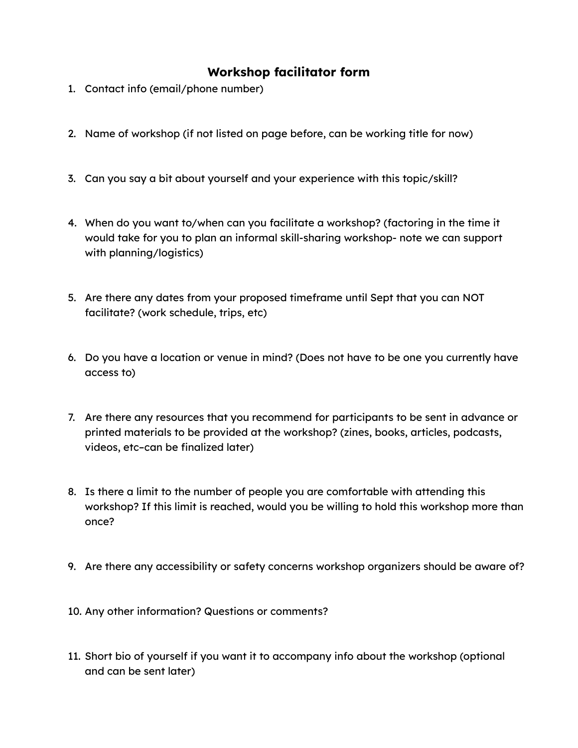## Workshop facilitator form

1. Contact info (email/phone number)

2. Name of workshop (if not listed on page before, can be working title for now)

3. Can you say a bit about yourself and your experience with this topic/skill?

4. When do you want to/when can you facilitate a workshop? (factoring in the time it would take for you to plan an informal skill-sharing workshop- note we can support with planning/logistics)

5. Are there any dates from your proposed timeframe until Sept that you can NOT facilitate? (work schedule, trips, etc)

6. Do you have a location or venue in mind? (Does not have to be one you currently have access to)

7. Are there any resources that you recommend for participants to be sent in advance or printed materials to be provided at the workshop? (zines, books, articles, podcasts, videos, etc–can be finalized later)

8. Is there a limit to the number of people you are comfortable with attending this workshop? If this limit is reached, would you be willing to hold this workshop more than once?

9. Are there any accessibility or safety concerns workshop organizers should be aware of?

10. Any other information? Questions or comments?

11. Short bio of yourself if you want it to accompany info about the workshop (optional and can be sent later)